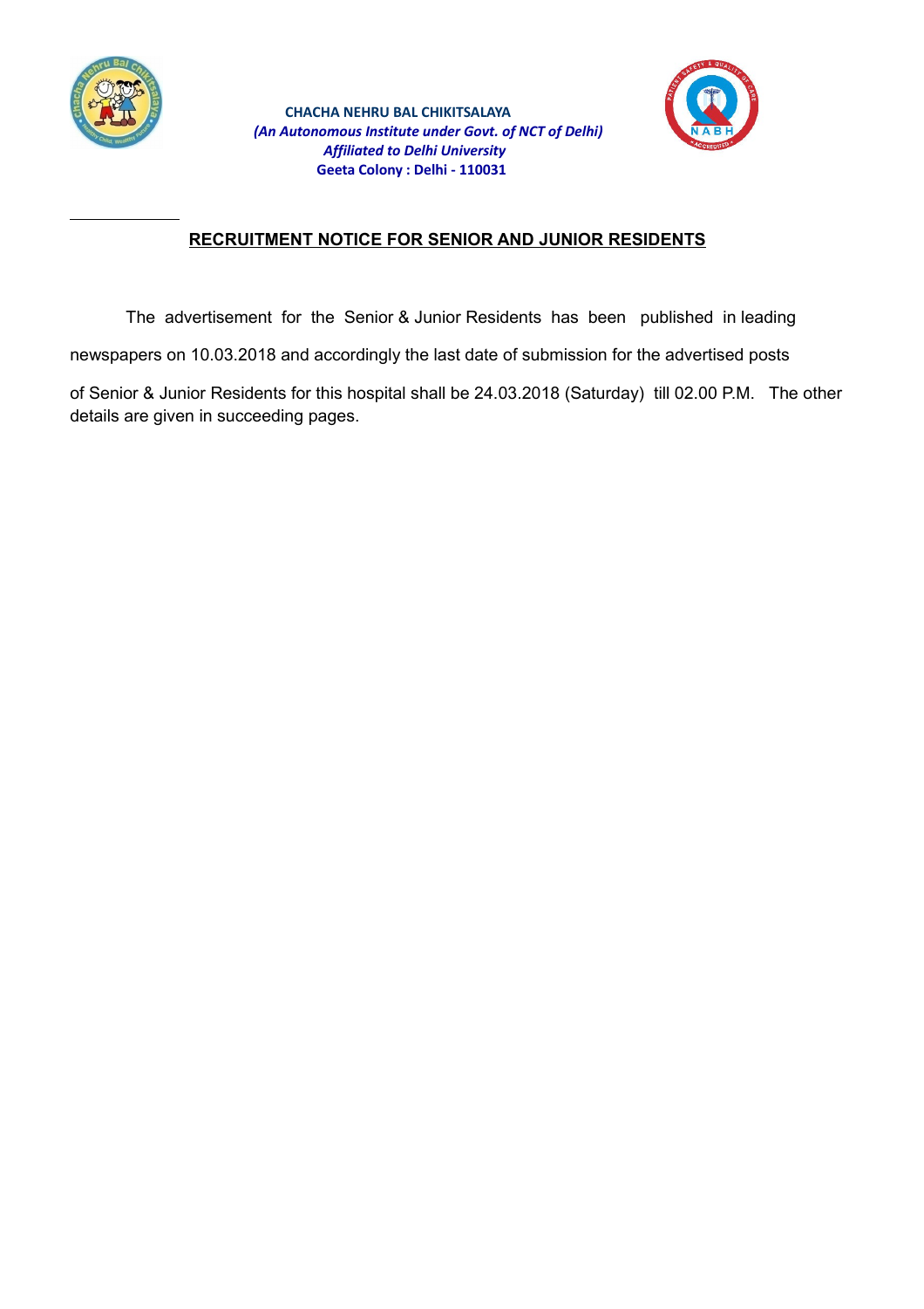**CHACHA NEHRU BAL CHIKITSALAYA**
***(An Autonomous Institute under Govt. of NCT of Delhi)***
***Affiliated to Delhi University***
**Geeta Colony : Delhi - 110031**

## RECRUITMENT NOTICE FOR SENIOR AND JUNIOR RESIDENTS

The advertisement for the Senior & Junior Residents has been published in leading newspapers on 10.03.2018 and accordingly the last date of submission for the advertised posts of Senior & Junior Residents for this hospital shall be 24.03.2018 (Saturday) till 02.00 P.M. The other details are given in succeeding pages.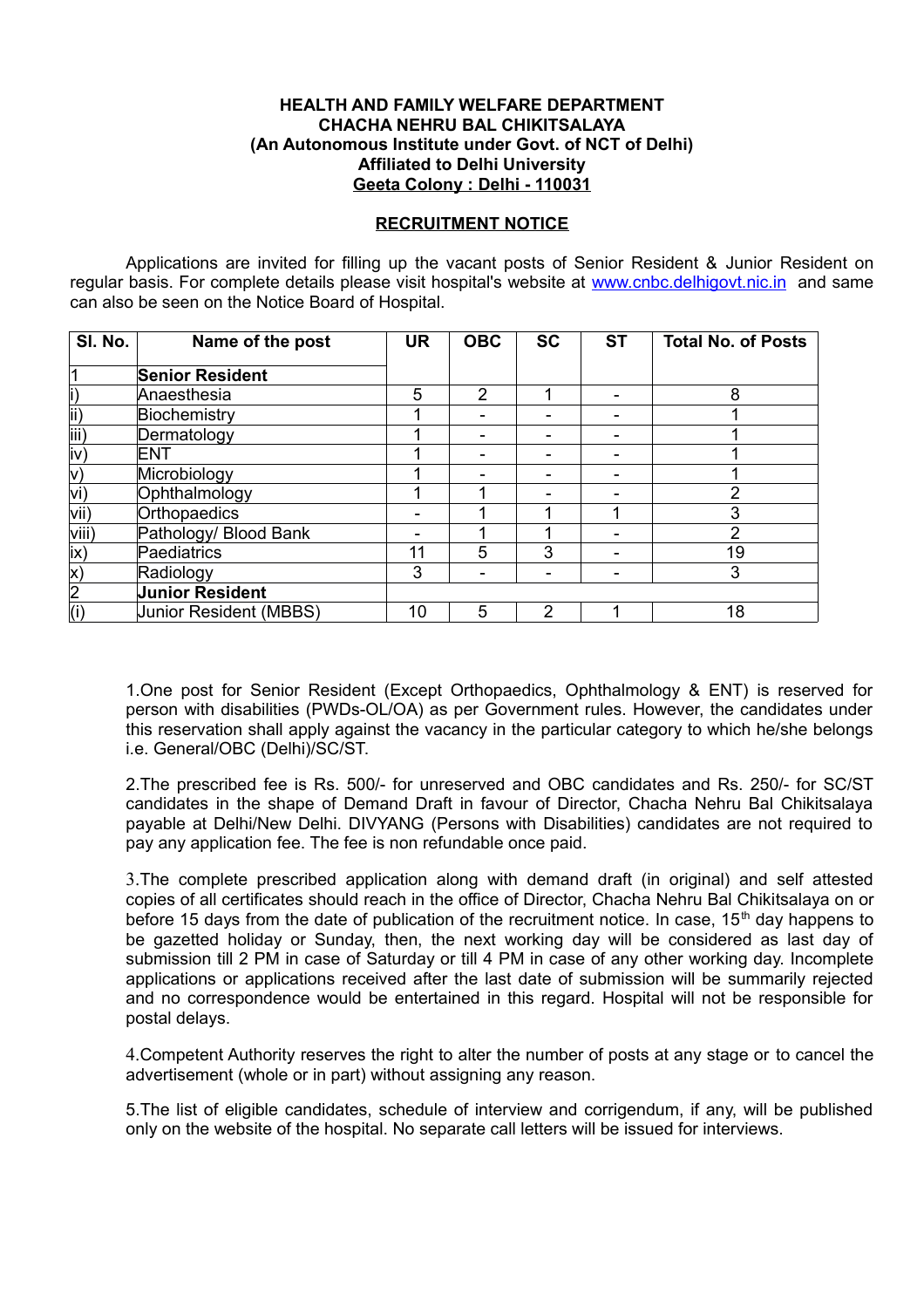**HEALTH AND FAMILY WELFARE DEPARTMENT**
**CHACHA NEHRU BAL CHIKITSALAYA**
**(An Autonomous Institute under Govt. of NCT of Delhi)**
**Affiliated to Delhi University**
**Geeta Colony : Delhi - 110031**

**RECRUITMENT NOTICE**

Applications are invited for filling up the vacant posts of Senior Resident & Junior Resident on regular basis. For complete details please visit hospital's website at www.cnbc.delhigovt.nic.in and same can also be seen on the Notice Board of Hospital.

| Sl. No. | Name of the post | UR | OBC | SC | ST | Total No. of Posts |
|---|---|---|---|---|---|---|
| 1 | **Senior Resident** | | | | | |
| i) | Anaesthesia | 5 | 2 | 1 | - | 8 |
| ii) | Biochemistry | 1 | - | - | - | 1 |
| iii) | Dermatology | 1 | - | - | - | 1 |
| iv) | ENT | 1 | - | - | - | 1 |
| v) | Microbiology | 1 | - | - | - | 1 |
| vi) | Ophthalmology | 1 | 1 | - | - | 2 |
| vii) | Orthopaedics | - | 1 | 1 | 1 | 3 |
| viii) | Pathology/ Blood Bank | - | 1 | 1 | - | 2 |
| ix) | Paediatrics | 11 | 5 | 3 | - | 19 |
| x) | Radiology | 3 | - | - | - | 3 |
| 2 | **Junior Resident** | | | | | |
| (i) | Junior Resident (MBBS) | 10 | 5 | 2 | 1 | 18 |

1.One post for Senior Resident (Except Orthopaedics, Ophthalmology & ENT) is reserved for person with disabilities (PWDs-OL/OA) as per Government rules. However, the candidates under this reservation shall apply against the vacancy in the particular category to which he/she belongs i.e. General/OBC (Delhi)/SC/ST.

2.The prescribed fee is Rs. 500/- for unreserved and OBC candidates and Rs. 250/- for SC/ST candidates in the shape of Demand Draft in favour of Director, Chacha Nehru Bal Chikitsalaya payable at Delhi/New Delhi. DIVYANG (Persons with Disabilities) candidates are not required to pay any application fee. The fee is non refundable once paid.

3.The complete prescribed application along with demand draft (in original) and self attested copies of all certificates should reach in the office of Director, Chacha Nehru Bal Chikitsalaya on or before 15 days from the date of publication of the recruitment notice. In case, 15th day happens to be gazetted holiday or Sunday, then, the next working day will be considered as last day of submission till 2 PM in case of Saturday or till 4 PM in case of any other working day. Incomplete applications or applications received after the last date of submission will be summarily rejected and no correspondence would be entertained in this regard. Hospital will not be responsible for postal delays.

4.Competent Authority reserves the right to alter the number of posts at any stage or to cancel the advertisement (whole or in part) without assigning any reason.

5.The list of eligible candidates, schedule of interview and corrigendum, if any, will be published only on the website of the hospital. No separate call letters will be issued for interviews.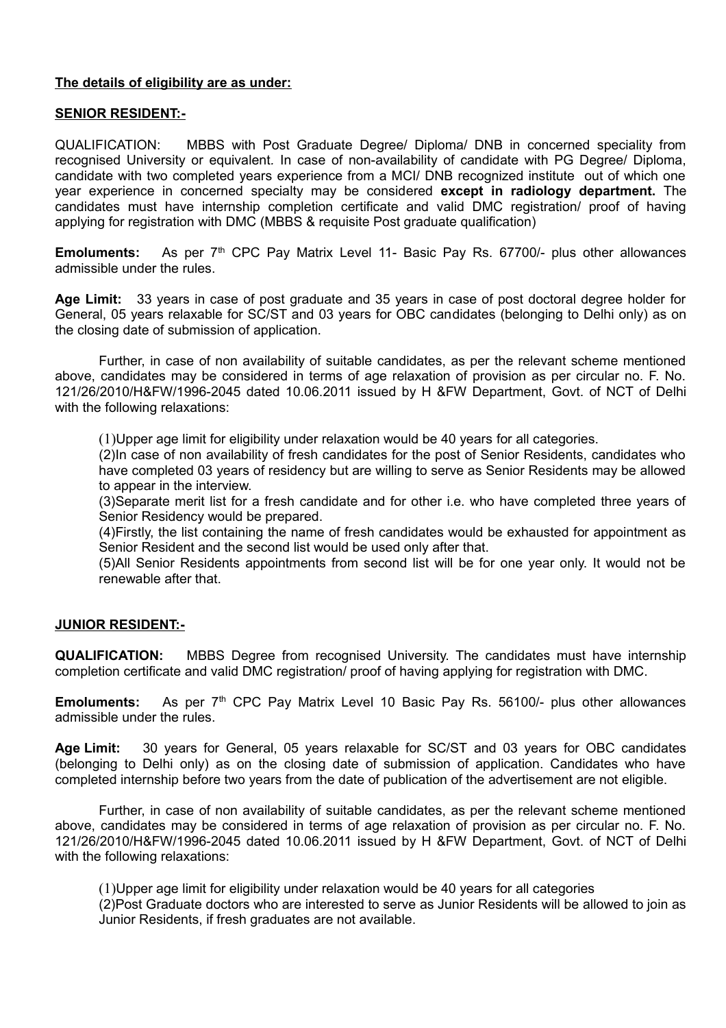**The details of eligibility are as under:**

**SENIOR RESIDENT:-**

QUALIFICATION: MBBS with Post Graduate Degree/ Diploma/ DNB in concerned speciality from recognised University or equivalent. In case of non-availability of candidate with PG Degree/ Diploma, candidate with two completed years experience from a MCI/ DNB recognized institute out of which one year experience in concerned specialty may be considered **except in radiology department.** The candidates must have internship completion certificate and valid DMC registration/ proof of having applying for registration with DMC (MBBS & requisite Post graduate qualification)

**Emoluments:** As per 7th CPC Pay Matrix Level 11- Basic Pay Rs. 67700/- plus other allowances admissible under the rules.

**Age Limit:** 33 years in case of post graduate and 35 years in case of post doctoral degree holder for General, 05 years relaxable for SC/ST and 03 years for OBC candidates (belonging to Delhi only) as on the closing date of submission of application.

Further, in case of non availability of suitable candidates, as per the relevant scheme mentioned above, candidates may be considered in terms of age relaxation of provision as per circular no. F. No. 121/26/2010/H&FW/1996-2045 dated 10.06.2011 issued by H &FW Department, Govt. of NCT of Delhi with the following relaxations:

(1)Upper age limit for eligibility under relaxation would be 40 years for all categories.

(2)In case of non availability of fresh candidates for the post of Senior Residents, candidates who have completed 03 years of residency but are willing to serve as Senior Residents may be allowed to appear in the interview.

(3)Separate merit list for a fresh candidate and for other i.e. who have completed three years of Senior Residency would be prepared.

(4)Firstly, the list containing the name of fresh candidates would be exhausted for appointment as Senior Resident and the second list would be used only after that.

(5)All Senior Residents appointments from second list will be for one year only. It would not be renewable after that.

**JUNIOR RESIDENT:-**

**QUALIFICATION:** MBBS Degree from recognised University. The candidates must have internship completion certificate and valid DMC registration/ proof of having applying for registration with DMC.

**Emoluments:** As per 7th CPC Pay Matrix Level 10 Basic Pay Rs. 56100/- plus other allowances admissible under the rules.

**Age Limit:** 30 years for General, 05 years relaxable for SC/ST and 03 years for OBC candidates (belonging to Delhi only) as on the closing date of submission of application. Candidates who have completed internship before two years from the date of publication of the advertisement are not eligible.

Further, in case of non availability of suitable candidates, as per the relevant scheme mentioned above, candidates may be considered in terms of age relaxation of provision as per circular no. F. No. 121/26/2010/H&FW/1996-2045 dated 10.06.2011 issued by H &FW Department, Govt. of NCT of Delhi with the following relaxations:

(1)Upper age limit for eligibility under relaxation would be 40 years for all categories

(2)Post Graduate doctors who are interested to serve as Junior Residents will be allowed to join as Junior Residents, if fresh graduates are not available.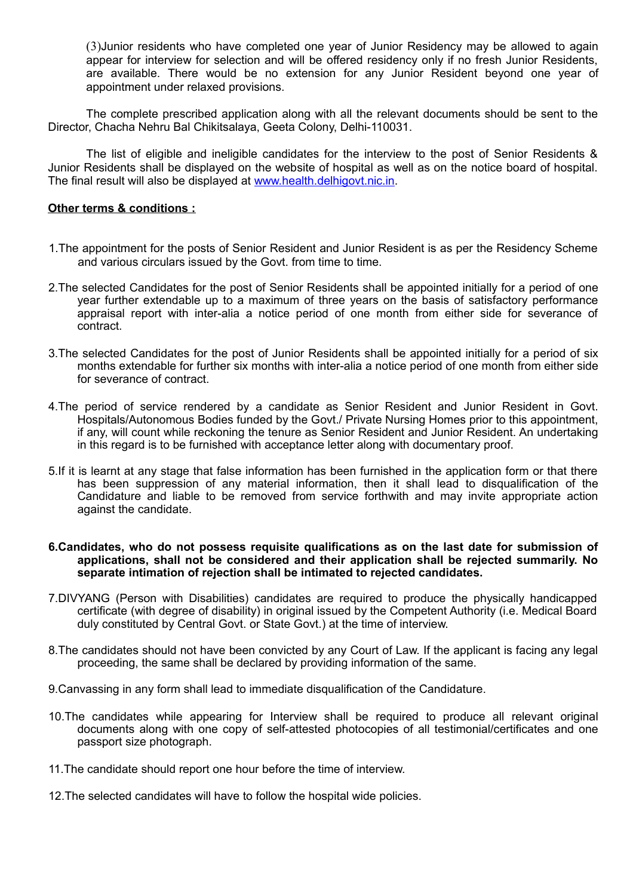(3)Junior residents who have completed one year of Junior Residency may be allowed to again appear for interview for selection and will be offered residency only if no fresh Junior Residents, are available. There would be no extension for any Junior Resident beyond one year of appointment under relaxed provisions.

The complete prescribed application along with all the relevant documents should be sent to the Director, Chacha Nehru Bal Chikitsalaya, Geeta Colony, Delhi-110031.

The list of eligible and ineligible candidates for the interview to the post of Senior Residents & Junior Residents shall be displayed on the website of hospital as well as on the notice board of hospital. The final result will also be displayed at www.health.delhigovt.nic.in.

**Other terms & conditions :**

1. The appointment for the posts of Senior Resident and Junior Resident is as per the Residency Scheme and various circulars issued by the Govt. from time to time.

2. The selected Candidates for the post of Senior Residents shall be appointed initially for a period of one year further extendable up to a maximum of three years on the basis of satisfactory performance appraisal report with inter-alia a notice period of one month from either side for severance of contract.

3. The selected Candidates for the post of Junior Residents shall be appointed initially for a period of six months extendable for further six months with inter-alia a notice period of one month from either side for severance of contract.

4. The period of service rendered by a candidate as Senior Resident and Junior Resident in Govt. Hospitals/Autonomous Bodies funded by the Govt./ Private Nursing Homes prior to this appointment, if any, will count while reckoning the tenure as Senior Resident and Junior Resident. An undertaking in this regard is to be furnished with acceptance letter along with documentary proof.

5. If it is learnt at any stage that false information has been furnished in the application form or that there has been suppression of any material information, then it shall lead to disqualification of the Candidature and liable to be removed from service forthwith and may invite appropriate action against the candidate.

6. **Candidates, who do not possess requisite qualifications as on the last date for submission of applications, shall not be considered and their application shall be rejected summarily. No separate intimation of rejection shall be intimated to rejected candidates.**

7. DIVYANG (Person with Disabilities) candidates are required to produce the physically handicapped certificate (with degree of disability) in original issued by the Competent Authority (i.e. Medical Board duly constituted by Central Govt. or State Govt.) at the time of interview.

8. The candidates should not have been convicted by any Court of Law. If the applicant is facing any legal proceeding, the same shall be declared by providing information of the same.

9. Canvassing in any form shall lead to immediate disqualification of the Candidature.

10. The candidates while appearing for Interview shall be required to produce all relevant original documents along with one copy of self-attested photocopies of all testimonial/certificates and one passport size photograph.

11. The candidate should report one hour before the time of interview.

12. The selected candidates will have to follow the hospital wide policies.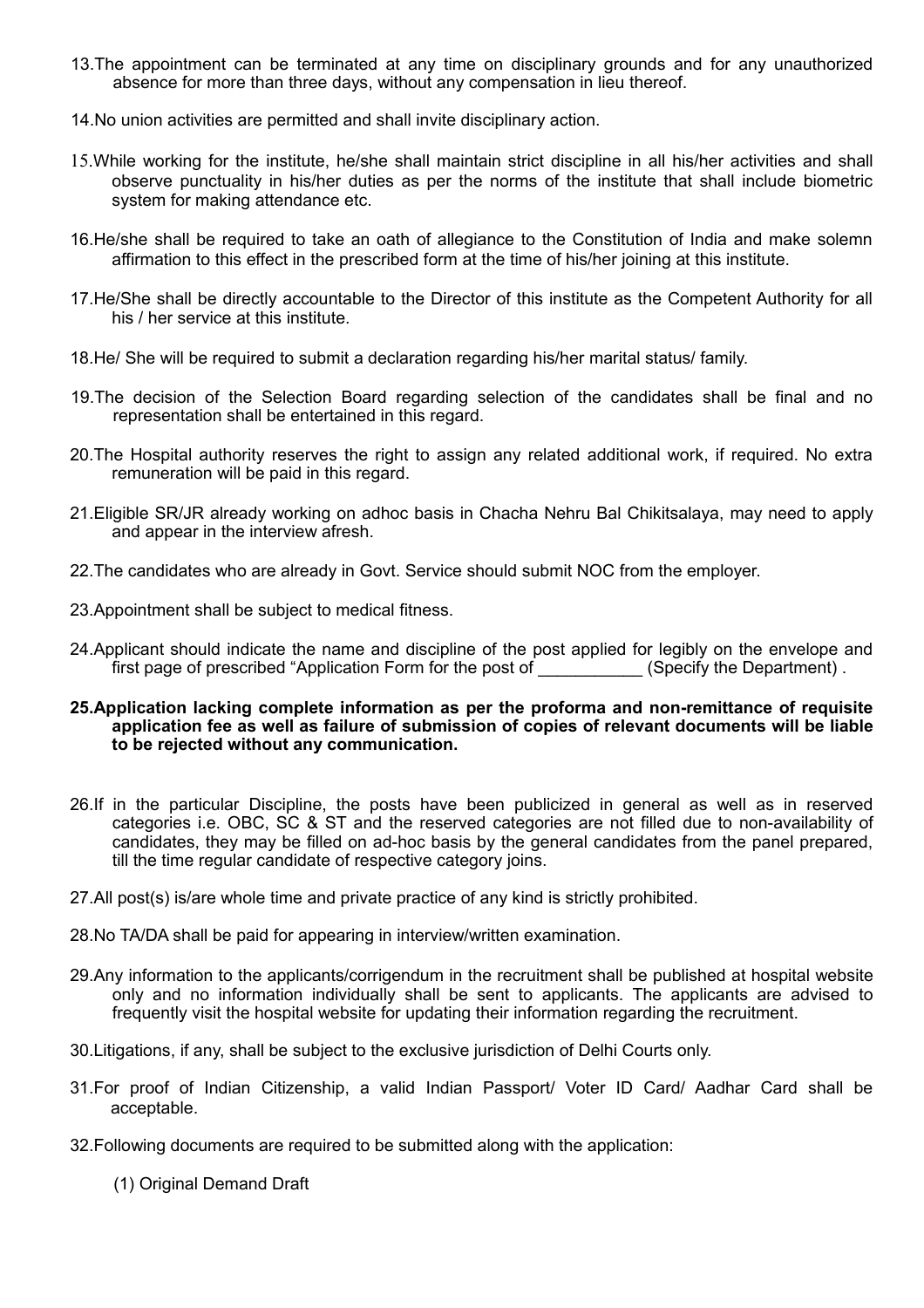13.The appointment can be terminated at any time on disciplinary grounds and for any unauthorized absence for more than three days, without any compensation in lieu thereof.

14.No union activities are permitted and shall invite disciplinary action.

15.While working for the institute, he/she shall maintain strict discipline in all his/her activities and shall observe punctuality in his/her duties as per the norms of the institute that shall include biometric system for making attendance etc.

16.He/she shall be required to take an oath of allegiance to the Constitution of India and make solemn affirmation to this effect in the prescribed form at the time of his/her joining at this institute.

17.He/She shall be directly accountable to the Director of this institute as the Competent Authority for all his / her service at this institute.

18.He/ She will be required to submit a declaration regarding his/her marital status/ family.

19.The decision of the Selection Board regarding selection of the candidates shall be final and no representation shall be entertained in this regard.

20.The Hospital authority reserves the right to assign any related additional work, if required. No extra remuneration will be paid in this regard.

21.Eligible SR/JR already working on adhoc basis in Chacha Nehru Bal Chikitsalaya, may need to apply and appear in the interview afresh.

22.The candidates who are already in Govt. Service should submit NOC from the employer.

23.Appointment shall be subject to medical fitness.

24.Applicant should indicate the name and discipline of the post applied for legibly on the envelope and first page of prescribed "Application Form for the post of ___________ (Specify the Department) .

**25.Application lacking complete information as per the proforma and non-remittance of requisite application fee as well as failure of submission of copies of relevant documents will be liable to be rejected without any communication.**

26.If in the particular Discipline, the posts have been publicized in general as well as in reserved categories i.e. OBC, SC & ST and the reserved categories are not filled due to non-availability of candidates, they may be filled on ad-hoc basis by the general candidates from the panel prepared, till the time regular candidate of respective category joins.

27.All post(s) is/are whole time and private practice of any kind is strictly prohibited.

28.No TA/DA shall be paid for appearing in interview/written examination.

29.Any information to the applicants/corrigendum in the recruitment shall be published at hospital website only and no information individually shall be sent to applicants. The applicants are advised to frequently visit the hospital website for updating their information regarding the recruitment.

30.Litigations, if any, shall be subject to the exclusive jurisdiction of Delhi Courts only.

31.For proof of Indian Citizenship, a valid Indian Passport/ Voter ID Card/ Aadhar Card shall be acceptable.

32.Following documents are required to be submitted along with the application:

(1) Original Demand Draft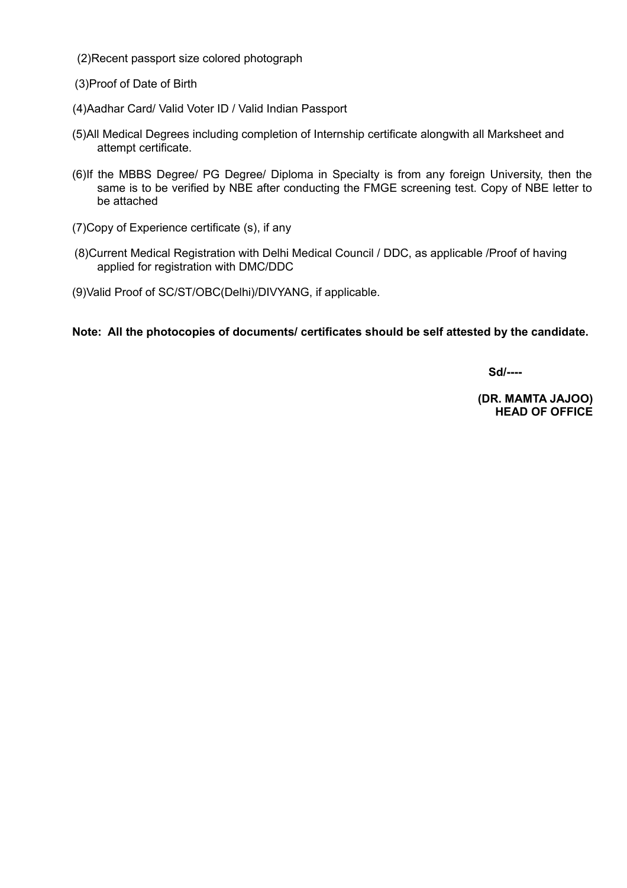(2)Recent passport size colored photograph

(3)Proof of Date of Birth

(4)Aadhar Card/ Valid Voter ID / Valid Indian Passport

(5)All Medical Degrees including completion of Internship certificate alongwith all Marksheet and attempt certificate.

(6)If the MBBS Degree/ PG Degree/ Diploma in Specialty is from any foreign University, then the same is to be verified by NBE after conducting the FMGE screening test. Copy of NBE letter to be attached

(7)Copy of Experience certificate (s), if any

(8)Current Medical Registration with Delhi Medical Council / DDC, as applicable /Proof of having applied for registration with DMC/DDC

(9)Valid Proof of SC/ST/OBC(Delhi)/DIVYANG, if applicable.

**Note: All the photocopies of documents/ certificates should be self attested by the candidate.**

**Sd/----**

**(DR. MAMTA JAJOO)**
**HEAD OF OFFICE**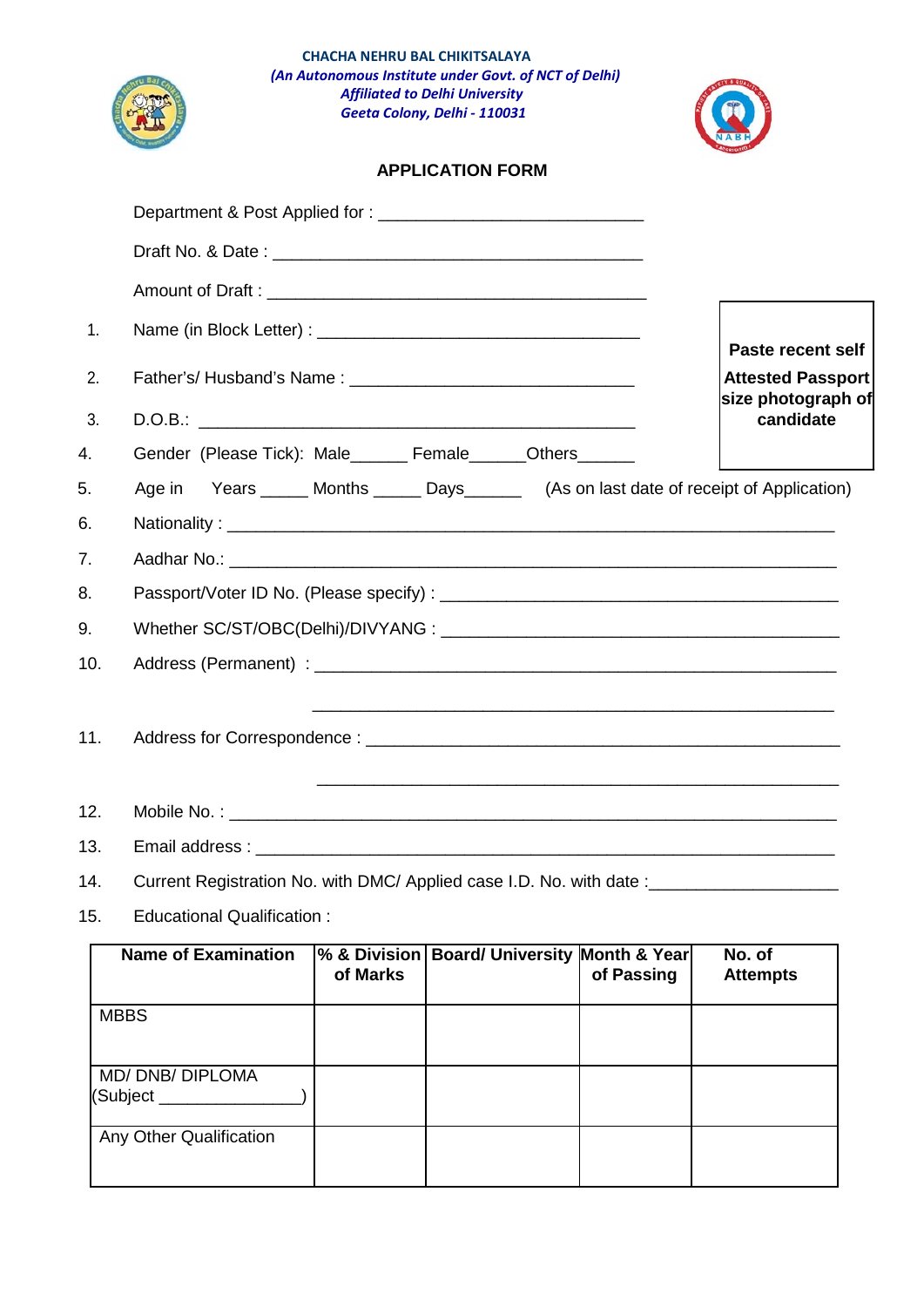**CHACHA NEHRU BAL CHIKITSALAYA**
*(An Autonomous Institute under Govt. of NCT of Delhi)*
*Affiliated to Delhi University*
*Geeta Colony, Delhi - 110031*

## APPLICATION FORM

Department & Post Applied for : ____________________________

Draft No. & Date : ________________________________________

Amount of Draft : ________________________________________

**Paste recent self Attested Passport size photograph of candidate**

1. Name (in Block Letter) : ________________________________
2. Father's/ Husband's Name : ______________________________
3. D.O.B.: ______________________________________________
4. Gender (Please Tick): Male______ Female______Others______
5. Age in Years _____ Months _____ Days______ (As on last date of receipt of Application)
6. Nationality : ______________________________________________________________
7. Aadhar No.: ______________________________________________________________
8. Passport/Voter ID No. (Please specify) : ___________________________________________
9. Whether SC/ST/OBC(Delhi)/DIVYANG : ___________________________________________
10. Address (Permanent) : ______________________________________________________

    ______________________________________________________
11. Address for Correspondence : _________________________________________________

    ______________________________________________________
12. Mobile No. : ______________________________________________________________
13. Email address : ____________________________________________________________
14. Current Registration No. with DMC/ Applied case I.D. No. with date :___________________
15. Educational Qualification :

| Name of Examination | % & Division of Marks | Board/ University | Month & Year of Passing | No. of Attempts |
|---|---|---|---|---|
| MBBS | | | | |
| MD/ DNB/ DIPLOMA (Subject _______________) | | | | |
| Any Other Qualification | | | | |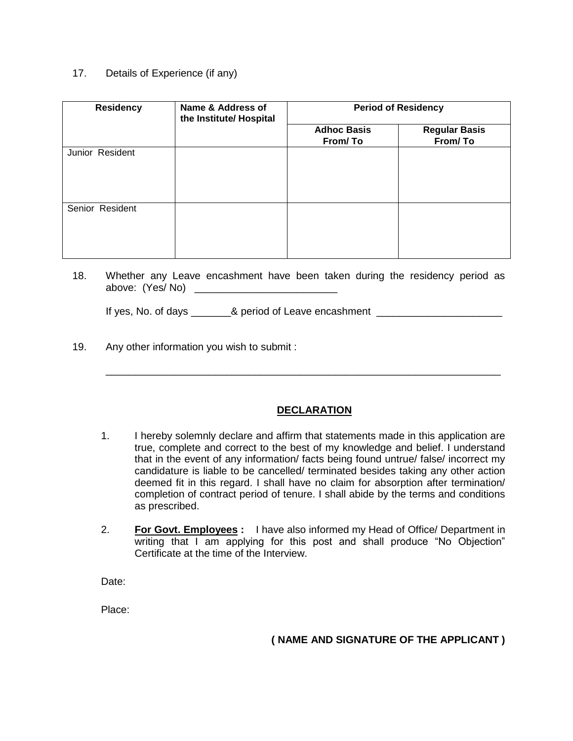17. Details of Experience (if any)

| Residency | Name & Address of the Institute/ Hospital | Period of Residency | |
|---|---|---|---|
| | | **Adhoc Basis From/ To** | **Regular Basis From/ To** |
| Junior Resident | | | |
| Senior Resident | | | |

18. Whether any Leave encashment have been taken during the residency period as above: (Yes/ No) _________________________

If yes, No. of days _______& period of Leave encashment ______________________

19. Any other information you wish to submit :

_____________________________________________________________________

## DECLARATION

1. I hereby solemnly declare and affirm that statements made in this application are true, complete and correct to the best of my knowledge and belief. I understand that in the event of any information/ facts being found untrue/ false/ incorrect my candidature is liable to be cancelled/ terminated besides taking any other action deemed fit in this regard. I shall have no claim for absorption after termination/ completion of contract period of tenure. I shall abide by the terms and conditions as prescribed.

2. **For Govt. Employees :** I have also informed my Head of Office/ Department in writing that I am applying for this post and shall produce "No Objection" Certificate at the time of the Interview.

Date:

Place:

**( NAME AND SIGNATURE OF THE APPLICANT )**